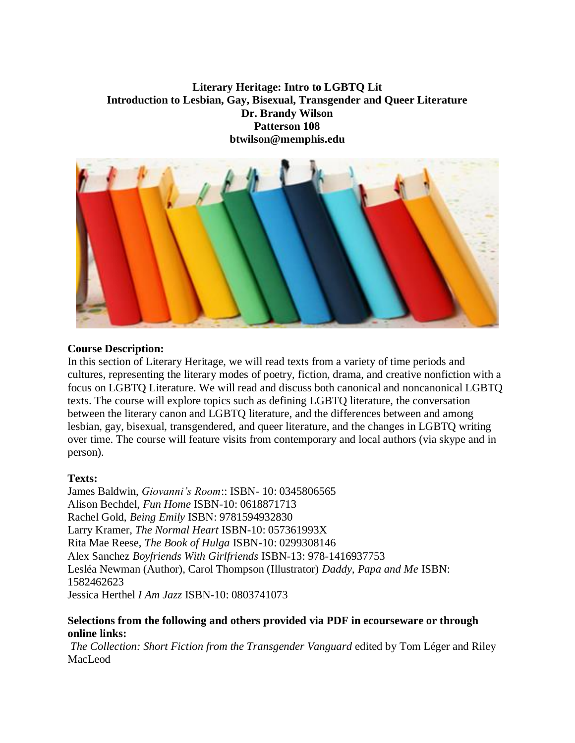**Literary Heritage: Intro to LGBTQ Lit**
**Introduction to Lesbian, Gay, Bisexual, Transgender and Queer Literature**
**Dr. Brandy Wilson**
**Patterson 108**
**btwilson@memphis.edu**

**Course Description:**
In this section of Literary Heritage, we will read texts from a variety of time periods and cultures, representing the literary modes of poetry, fiction, drama, and creative nonfiction with a focus on LGBTQ Literature. We will read and discuss both canonical and noncanonical LGBTQ texts. The course will explore topics such as defining LGBTQ literature, the conversation between the literary canon and LGBTQ literature, and the differences between and among lesbian, gay, bisexual, transgendered, and queer literature, and the changes in LGBTQ writing over time. The course will feature visits from contemporary and local authors (via skype and in person).

**Texts:**
James Baldwin, *Giovanni's Room*:: ISBN- 10: 0345806565
Alison Bechdel, *Fun Home* ISBN-10: 0618871713
Rachel Gold, *Being Emily* ISBN: 9781594932830
Larry Kramer, *The Normal Heart* ISBN-10: 057361993X
Rita Mae Reese, *The Book of Hulga* ISBN-10: 0299308146
Alex Sanchez *Boyfriends With Girlfriends* ISBN-13: 978-1416937753
Lesléa Newman (Author), Carol Thompson (Illustrator) *Daddy, Papa and Me* ISBN: 1582462623
Jessica Herthel *I Am Jazz* ISBN-10: 0803741073

**Selections from the following and others provided via PDF in ecourseware or through online links:**
*The Collection: Short Fiction from the Transgender Vanguard* edited by Tom Léger and Riley MacLeod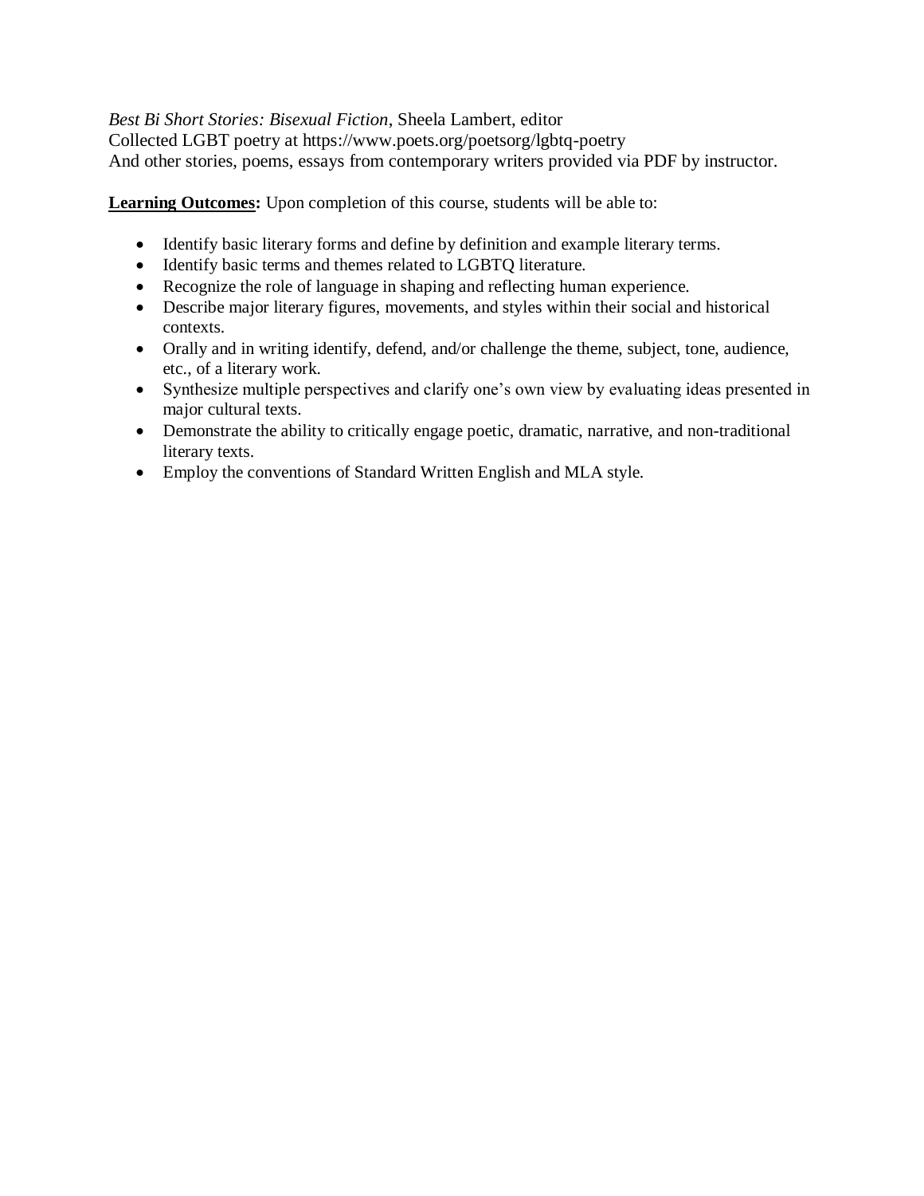*Best Bi Short Stories: Bisexual Fiction*, Sheela Lambert, editor
Collected LGBT poetry at https://www.poets.org/poetsorg/lgbtq-poetry
And other stories, poems, essays from contemporary writers provided via PDF by instructor.

**Learning Outcomes:** Upon completion of this course, students will be able to:

- Identify basic literary forms and define by definition and example literary terms.
- Identify basic terms and themes related to LGBTQ literature.
- Recognize the role of language in shaping and reflecting human experience.
- Describe major literary figures, movements, and styles within their social and historical contexts.
- Orally and in writing identify, defend, and/or challenge the theme, subject, tone, audience, etc., of a literary work.
- Synthesize multiple perspectives and clarify one's own view by evaluating ideas presented in major cultural texts.
- Demonstrate the ability to critically engage poetic, dramatic, narrative, and non-traditional literary texts.
- Employ the conventions of Standard Written English and MLA style.